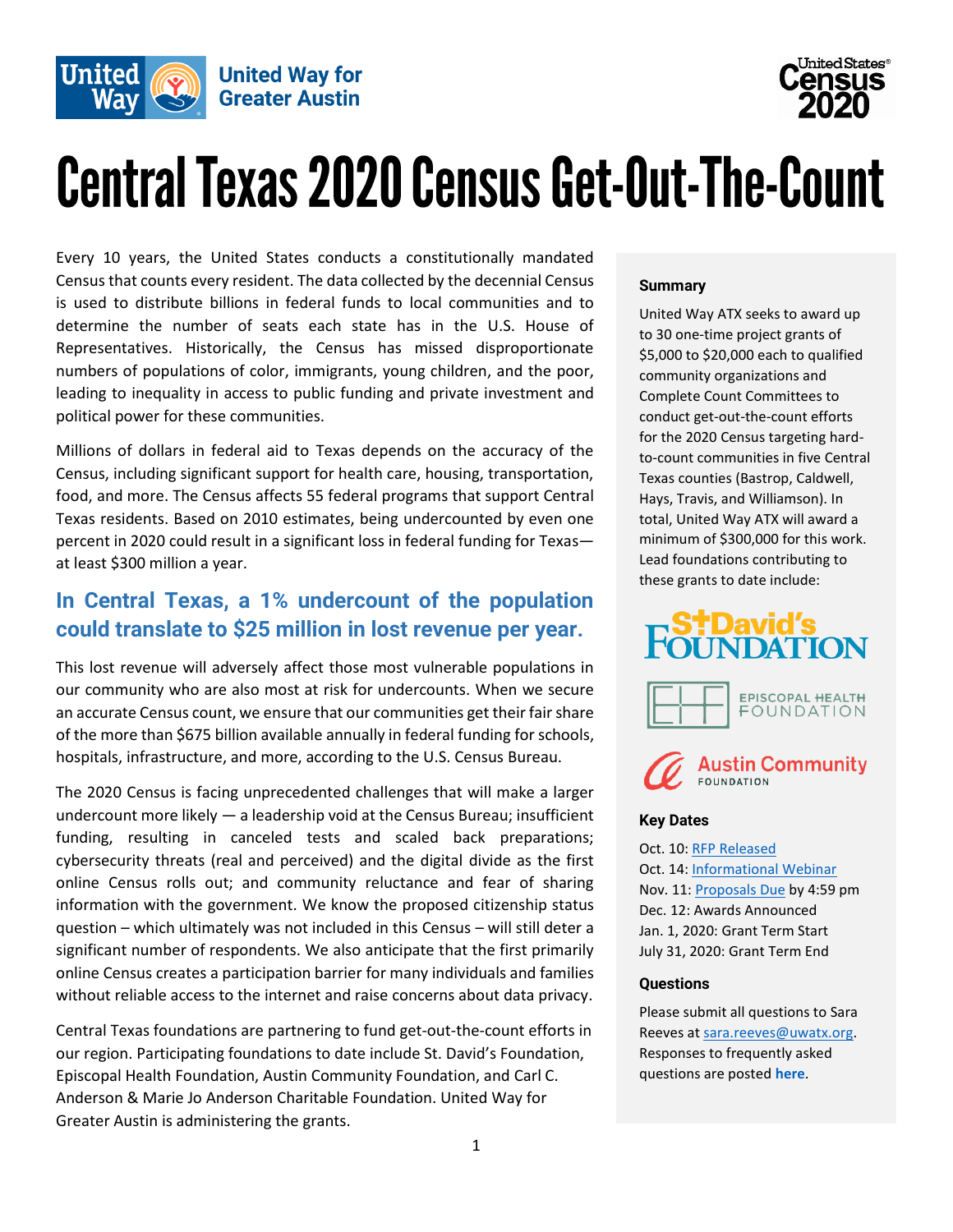# Central Texas 2020 Census Get-Out-The-Count

Every 10 years, the United States conducts a constitutionally mandated Census that counts every resident. The data collected by the decennial Census is used to distribute billions in federal funds to local communities and to determine the number of seats each state has in the U.S. House of Representatives. Historically, the Census has missed disproportionate numbers of populations of color, immigrants, young children, and the poor, leading to inequality in access to public funding and private investment and political power for these communities.

Millions of dollars in federal aid to Texas depends on the accuracy of the Census, including significant support for health care, housing, transportation, food, and more. The Census affects 55 federal programs that support Central Texas residents. Based on 2010 estimates, being undercounted by even one percent in 2020 could result in a significant loss in federal funding for Texas—at least $300 million a year.

## In Central Texas, a 1% undercount of the population could translate to $25 million in lost revenue per year.

This lost revenue will adversely affect those most vulnerable populations in our community who are also most at risk for undercounts. When we secure an accurate Census count, we ensure that our communities get their fair share of the more than $675 billion available annually in federal funding for schools, hospitals, infrastructure, and more, according to the U.S. Census Bureau.

The 2020 Census is facing unprecedented challenges that will make a larger undercount more likely — a leadership void at the Census Bureau; insufficient funding, resulting in canceled tests and scaled back preparations; cybersecurity threats (real and perceived) and the digital divide as the first online Census rolls out; and community reluctance and fear of sharing information with the government. We know the proposed citizenship status question – which ultimately was not included in this Census – will still deter a significant number of respondents. We also anticipate that the first primarily online Census creates a participation barrier for many individuals and families without reliable access to the internet and raise concerns about data privacy.

Central Texas foundations are partnering to fund get-out-the-count efforts in our region. Participating foundations to date include St. David's Foundation, Episcopal Health Foundation, Austin Community Foundation, and Carl C. Anderson & Marie Jo Anderson Charitable Foundation. United Way for Greater Austin is administering the grants.

### Summary

United Way ATX seeks to award up to 30 one-time project grants of $5,000 to $20,000 each to qualified community organizations and Complete Count Committees to conduct get-out-the-count efforts for the 2020 Census targeting hard-to-count communities in five Central Texas counties (Bastrop, Caldwell, Hays, Travis, and Williamson). In total, United Way ATX will award a minimum of $300,000 for this work. Lead foundations contributing to these grants to date include:

St. David's Foundation

Episcopal Health Foundation

Austin Community Foundation

### Key Dates

Oct. 10: RFP Released
Oct. 14: Informational Webinar
Nov. 11: Proposals Due by 4:59 pm
Dec. 12: Awards Announced
Jan. 1, 2020: Grant Term Start
July 31, 2020: Grant Term End

### Questions

Please submit all questions to Sara Reeves at sara.reeves@uwatx.org. Responses to frequently asked questions are posted **here**.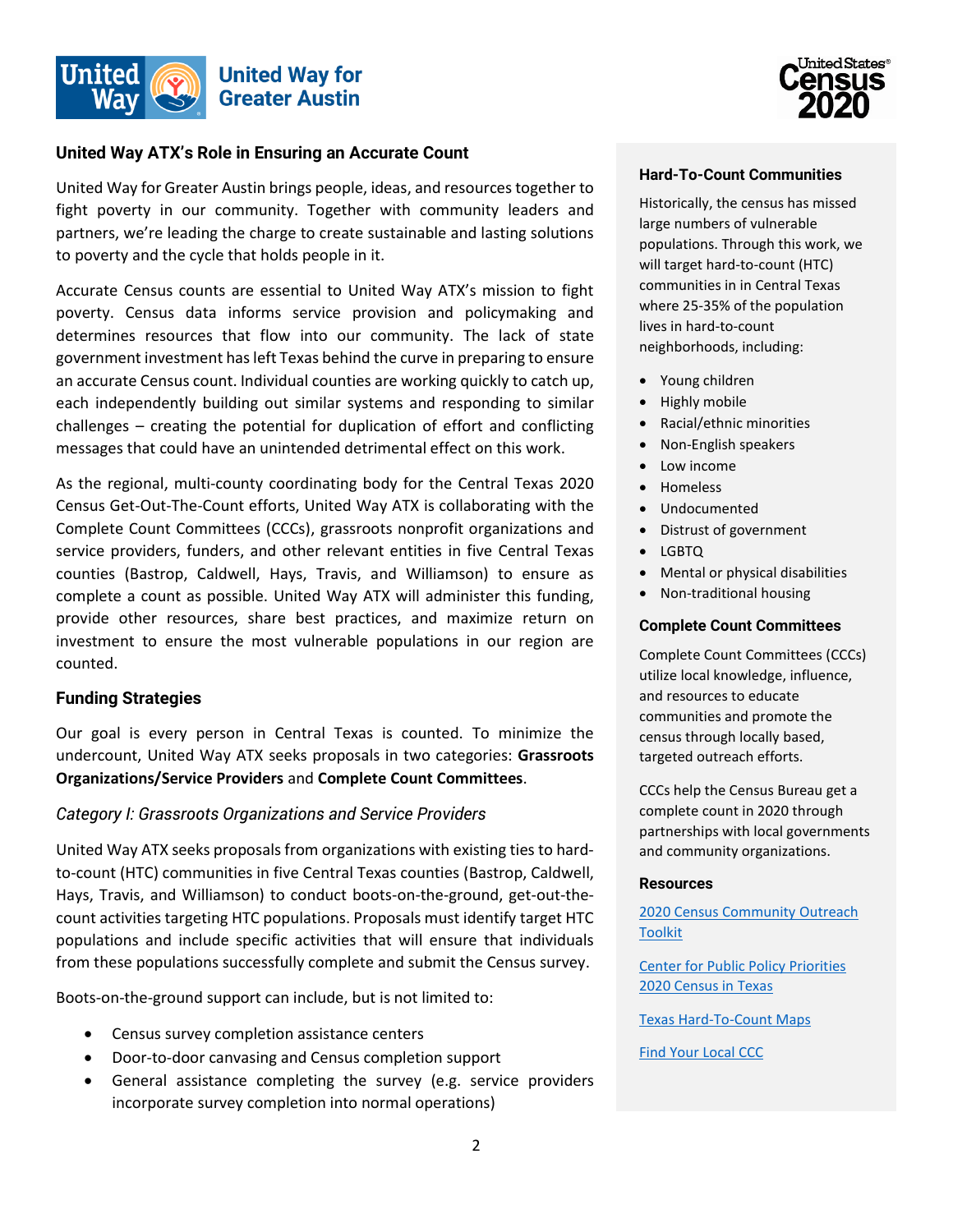## United Way ATX's Role in Ensuring an Accurate Count

United Way for Greater Austin brings people, ideas, and resources together to fight poverty in our community. Together with community leaders and partners, we're leading the charge to create sustainable and lasting solutions to poverty and the cycle that holds people in it.

Accurate Census counts are essential to United Way ATX's mission to fight poverty. Census data informs service provision and policymaking and determines resources that flow into our community. The lack of state government investment has left Texas behind the curve in preparing to ensure an accurate Census count. Individual counties are working quickly to catch up, each independently building out similar systems and responding to similar challenges – creating the potential for duplication of effort and conflicting messages that could have an unintended detrimental effect on this work.

As the regional, multi-county coordinating body for the Central Texas 2020 Census Get-Out-The-Count efforts, United Way ATX is collaborating with the Complete Count Committees (CCCs), grassroots nonprofit organizations and service providers, funders, and other relevant entities in five Central Texas counties (Bastrop, Caldwell, Hays, Travis, and Williamson) to ensure as complete a count as possible. United Way ATX will administer this funding, provide other resources, share best practices, and maximize return on investment to ensure the most vulnerable populations in our region are counted.

## Funding Strategies

Our goal is every person in Central Texas is counted. To minimize the undercount, United Way ATX seeks proposals in two categories: **Grassroots Organizations/Service Providers** and **Complete Count Committees**.

### *Category I: Grassroots Organizations and Service Providers*

United Way ATX seeks proposals from organizations with existing ties to hard-to-count (HTC) communities in five Central Texas counties (Bastrop, Caldwell, Hays, Travis, and Williamson) to conduct boots-on-the-ground, get-out-the-count activities targeting HTC populations. Proposals must identify target HTC populations and include specific activities that will ensure that individuals from these populations successfully complete and submit the Census survey.

Boots-on-the-ground support can include, but is not limited to:

- Census survey completion assistance centers
- Door-to-door canvasing and Census completion support
- General assistance completing the survey (e.g. service providers incorporate survey completion into normal operations)

### Hard-To-Count Communities

Historically, the census has missed large numbers of vulnerable populations. Through this work, we will target hard-to-count (HTC) communities in in Central Texas where 25-35% of the population lives in hard-to-count neighborhoods, including:

- Young children
- Highly mobile
- Racial/ethnic minorities
- Non-English speakers
- Low income
- Homeless
- Undocumented
- Distrust of government
- LGBTQ
- Mental or physical disabilities
- Non-traditional housing

### Complete Count Committees

Complete Count Committees (CCCs) utilize local knowledge, influence, and resources to educate communities and promote the census through locally based, targeted outreach efforts.

CCCs help the Census Bureau get a complete count in 2020 through partnerships with local governments and community organizations.

### Resources

2020 Census Community Outreach Toolkit

Center for Public Policy Priorities 2020 Census in Texas

Texas Hard-To-Count Maps

Find Your Local CCC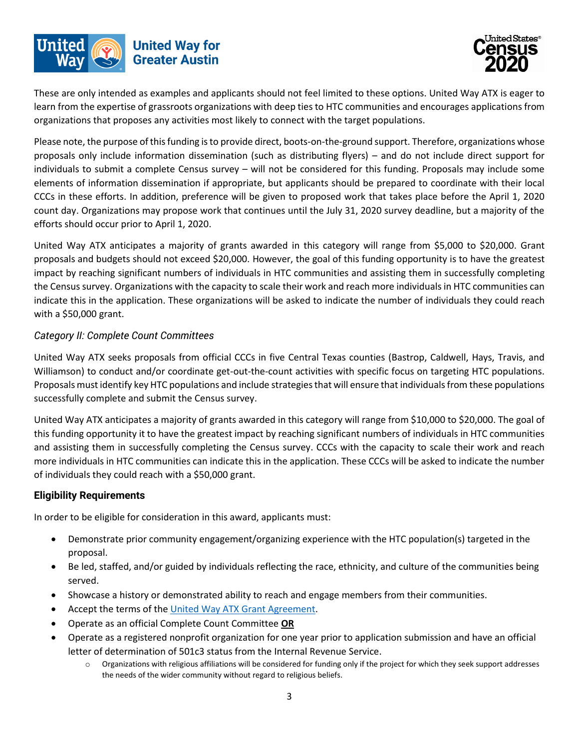These are only intended as examples and applicants should not feel limited to these options. United Way ATX is eager to learn from the expertise of grassroots organizations with deep ties to HTC communities and encourages applications from organizations that proposes any activities most likely to connect with the target populations.

Please note, the purpose of this funding is to provide direct, boots-on-the-ground support. Therefore, organizations whose proposals only include information dissemination (such as distributing flyers) – and do not include direct support for individuals to submit a complete Census survey – will not be considered for this funding. Proposals may include some elements of information dissemination if appropriate, but applicants should be prepared to coordinate with their local CCCs in these efforts. In addition, preference will be given to proposed work that takes place before the April 1, 2020 count day. Organizations may propose work that continues until the July 31, 2020 survey deadline, but a majority of the efforts should occur prior to April 1, 2020.

United Way ATX anticipates a majority of grants awarded in this category will range from $5,000 to $20,000. Grant proposals and budgets should not exceed $20,000. However, the goal of this funding opportunity is to have the greatest impact by reaching significant numbers of individuals in HTC communities and assisting them in successfully completing the Census survey. Organizations with the capacity to scale their work and reach more individuals in HTC communities can indicate this in the application. These organizations will be asked to indicate the number of individuals they could reach with a $50,000 grant.

*Category II: Complete Count Committees*

United Way ATX seeks proposals from official CCCs in five Central Texas counties (Bastrop, Caldwell, Hays, Travis, and Williamson) to conduct and/or coordinate get-out-the-count activities with specific focus on targeting HTC populations. Proposals must identify key HTC populations and include strategies that will ensure that individuals from these populations successfully complete and submit the Census survey.

United Way ATX anticipates a majority of grants awarded in this category will range from $10,000 to $20,000. The goal of this funding opportunity it to have the greatest impact by reaching significant numbers of individuals in HTC communities and assisting them in successfully completing the Census survey. CCCs with the capacity to scale their work and reach more individuals in HTC communities can indicate this in the application. These CCCs will be asked to indicate the number of individuals they could reach with a $50,000 grant.

### Eligibility Requirements

In order to be eligible for consideration in this award, applicants must:

- Demonstrate prior community engagement/organizing experience with the HTC population(s) targeted in the proposal.
- Be led, staffed, and/or guided by individuals reflecting the race, ethnicity, and culture of the communities being served.
- Showcase a history or demonstrated ability to reach and engage members from their communities.
- Accept the terms of the United Way ATX Grant Agreement.
- Operate as an official Complete Count Committee **OR**
- Operate as a registered nonprofit organization for one year prior to application submission and have an official letter of determination of 501c3 status from the Internal Revenue Service.
    - Organizations with religious affiliations will be considered for funding only if the project for which they seek support addresses the needs of the wider community without regard to religious beliefs.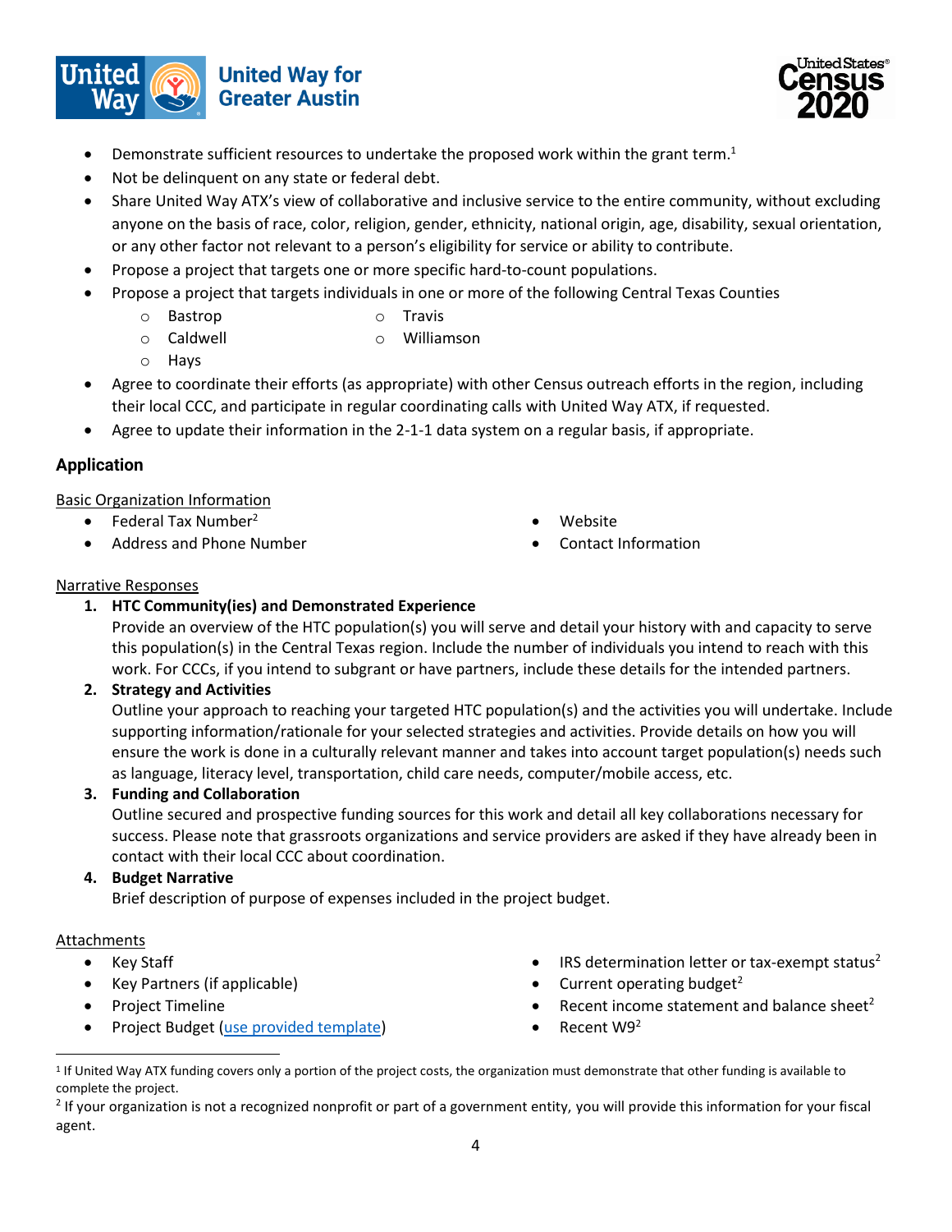- Demonstrate sufficient resources to undertake the proposed work within the grant term.[1]
- Not be delinquent on any state or federal debt.
- Share United Way ATX's view of collaborative and inclusive service to the entire community, without excluding anyone on the basis of race, color, religion, gender, ethnicity, national origin, age, disability, sexual orientation, or any other factor not relevant to a person's eligibility for service or ability to contribute.
- Propose a project that targets one or more specific hard-to-count populations.
- Propose a project that targets individuals in one or more of the following Central Texas Counties
  - Bastrop
  - Caldwell
  - Hays
  - Travis
  - Williamson
- Agree to coordinate their efforts (as appropriate) with other Census outreach efforts in the region, including their local CCC, and participate in regular coordinating calls with United Way ATX, if requested.
- Agree to update their information in the 2-1-1 data system on a regular basis, if appropriate.

## Application

Basic Organization Information

- Federal Tax Number[2]
- Address and Phone Number
- Website
- Contact Information

Narrative Responses

1. **HTC Community(ies) and Demonstrated Experience**
   Provide an overview of the HTC population(s) you will serve and detail your history with and capacity to serve this population(s) in the Central Texas region. Include the number of individuals you intend to reach with this work. For CCCs, if you intend to subgrant or have partners, include these details for the intended partners.
2. **Strategy and Activities**
   Outline your approach to reaching your targeted HTC population(s) and the activities you will undertake. Include supporting information/rationale for your selected strategies and activities. Provide details on how you will ensure the work is done in a culturally relevant manner and takes into account target population(s) needs such as language, literacy level, transportation, child care needs, computer/mobile access, etc.
3. **Funding and Collaboration**
   Outline secured and prospective funding sources for this work and detail all key collaborations necessary for success. Please note that grassroots organizations and service providers are asked if they have already been in contact with their local CCC about coordination.
4. **Budget Narrative**
   Brief description of purpose of expenses included in the project budget.

Attachments

- Key Staff
- Key Partners (if applicable)
- Project Timeline
- Project Budget (use provided template)
- IRS determination letter or tax-exempt status[2]
- Current operating budget[2]
- Recent income statement and balance sheet[2]
- Recent W9[2]

---

[1] If United Way ATX funding covers only a portion of the project costs, the organization must demonstrate that other funding is available to complete the project.

[2] If your organization is not a recognized nonprofit or part of a government entity, you will provide this information for your fiscal agent.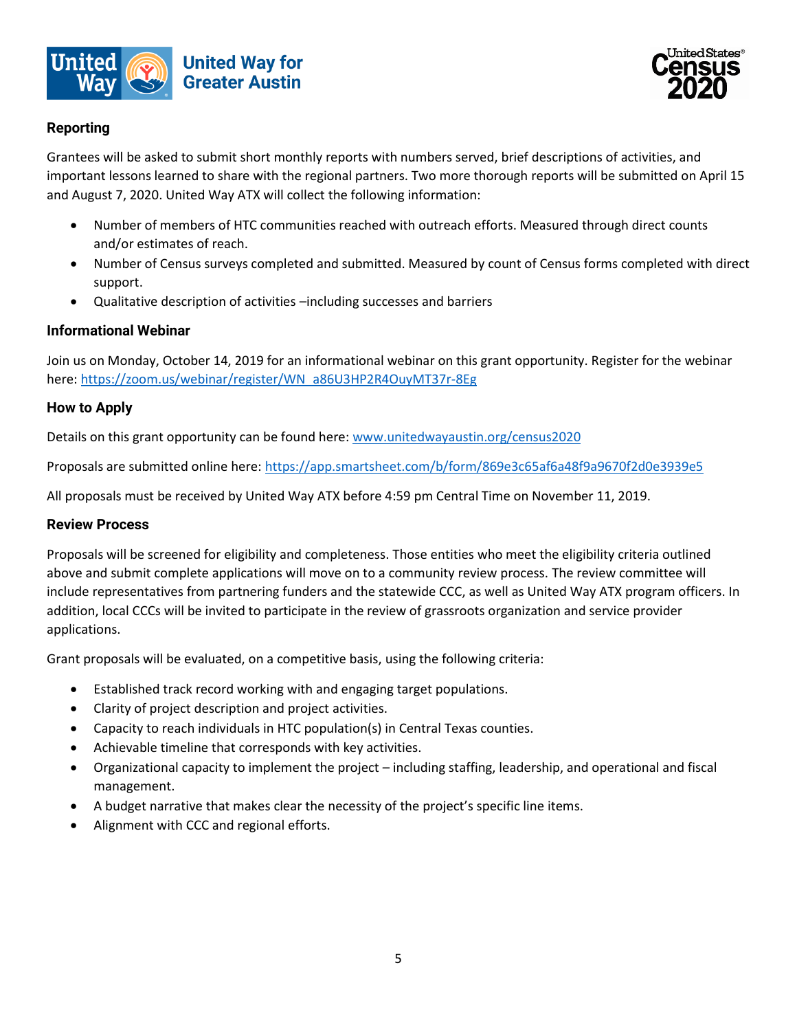### Reporting

Grantees will be asked to submit short monthly reports with numbers served, brief descriptions of activities, and important lessons learned to share with the regional partners. Two more thorough reports will be submitted on April 15 and August 7, 2020. United Way ATX will collect the following information:

- Number of members of HTC communities reached with outreach efforts. Measured through direct counts and/or estimates of reach.
- Number of Census surveys completed and submitted. Measured by count of Census forms completed with direct support.
- Qualitative description of activities –including successes and barriers

### Informational Webinar

Join us on Monday, October 14, 2019 for an informational webinar on this grant opportunity. Register for the webinar here: https://zoom.us/webinar/register/WN_a86U3HP2R4OuyMT37r-8Eg

### How to Apply

Details on this grant opportunity can be found here: www.unitedwayaustin.org/census2020

Proposals are submitted online here: https://app.smartsheet.com/b/form/869e3c65af6a48f9a9670f2d0e3939e5

All proposals must be received by United Way ATX before 4:59 pm Central Time on November 11, 2019.

### Review Process

Proposals will be screened for eligibility and completeness. Those entities who meet the eligibility criteria outlined above and submit complete applications will move on to a community review process. The review committee will include representatives from partnering funders and the statewide CCC, as well as United Way ATX program officers. In addition, local CCCs will be invited to participate in the review of grassroots organization and service provider applications.

Grant proposals will be evaluated, on a competitive basis, using the following criteria:

- Established track record working with and engaging target populations.
- Clarity of project description and project activities.
- Capacity to reach individuals in HTC population(s) in Central Texas counties.
- Achievable timeline that corresponds with key activities.
- Organizational capacity to implement the project – including staffing, leadership, and operational and fiscal management.
- A budget narrative that makes clear the necessity of the project's specific line items.
- Alignment with CCC and regional efforts.